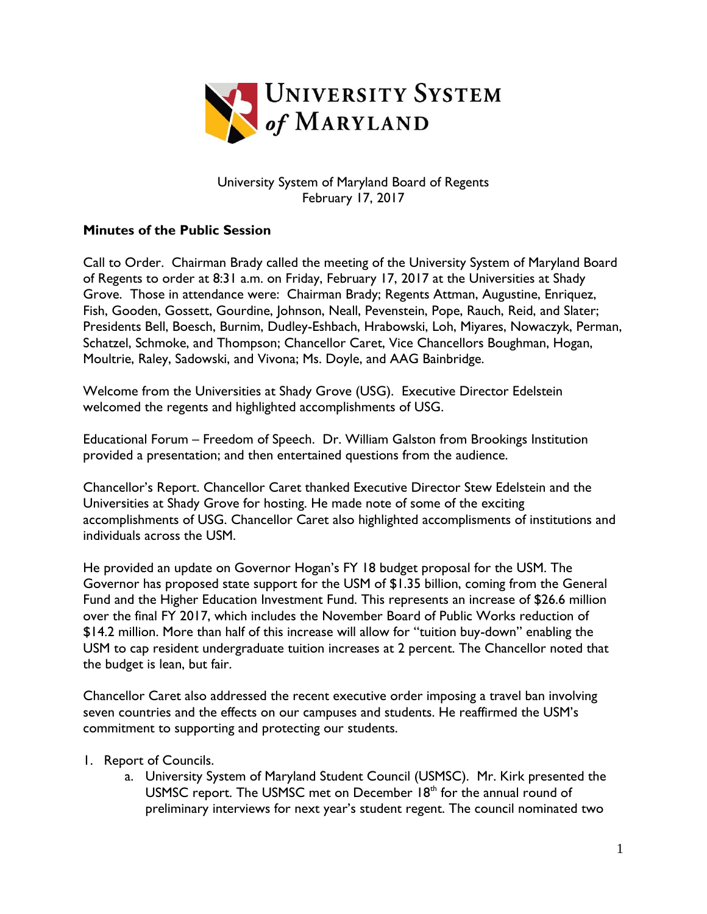University System of Maryland

University System of Maryland Board of Regents
February 17, 2017

**Minutes of the Public Session**

Call to Order. Chairman Brady called the meeting of the University System of Maryland Board of Regents to order at 8:31 a.m. on Friday, February 17, 2017 at the Universities at Shady Grove. Those in attendance were: Chairman Brady; Regents Attman, Augustine, Enriquez, Fish, Gooden, Gossett, Gourdine, Johnson, Neall, Pevenstein, Pope, Rauch, Reid, and Slater; Presidents Bell, Boesch, Burnim, Dudley-Eshbach, Hrabowski, Loh, Miyares, Nowaczyk, Perman, Schatzel, Schmoke, and Thompson; Chancellor Caret, Vice Chancellors Boughman, Hogan, Moultrie, Raley, Sadowski, and Vivona; Ms. Doyle, and AAG Bainbridge.

Welcome from the Universities at Shady Grove (USG). Executive Director Edelstein welcomed the regents and highlighted accomplishments of USG.

Educational Forum – Freedom of Speech. Dr. William Galston from Brookings Institution provided a presentation; and then entertained questions from the audience.

Chancellor's Report. Chancellor Caret thanked Executive Director Stew Edelstein and the Universities at Shady Grove for hosting. He made note of some of the exciting accomplishments of USG. Chancellor Caret also highlighted accomplisments of institutions and individuals across the USM.

He provided an update on Governor Hogan's FY 18 budget proposal for the USM. The Governor has proposed state support for the USM of $1.35 billion, coming from the General Fund and the Higher Education Investment Fund. This represents an increase of $26.6 million over the final FY 2017, which includes the November Board of Public Works reduction of $14.2 million. More than half of this increase will allow for "tuition buy-down" enabling the USM to cap resident undergraduate tuition increases at 2 percent. The Chancellor noted that the budget is lean, but fair.

Chancellor Caret also addressed the recent executive order imposing a travel ban involving seven countries and the effects on our campuses and students. He reaffirmed the USM's commitment to supporting and protecting our students.

1. Report of Councils.
   a. University System of Maryland Student Council (USMSC). Mr. Kirk presented the USMSC report. The USMSC met on December 18th for the annual round of preliminary interviews for next year's student regent. The council nominated two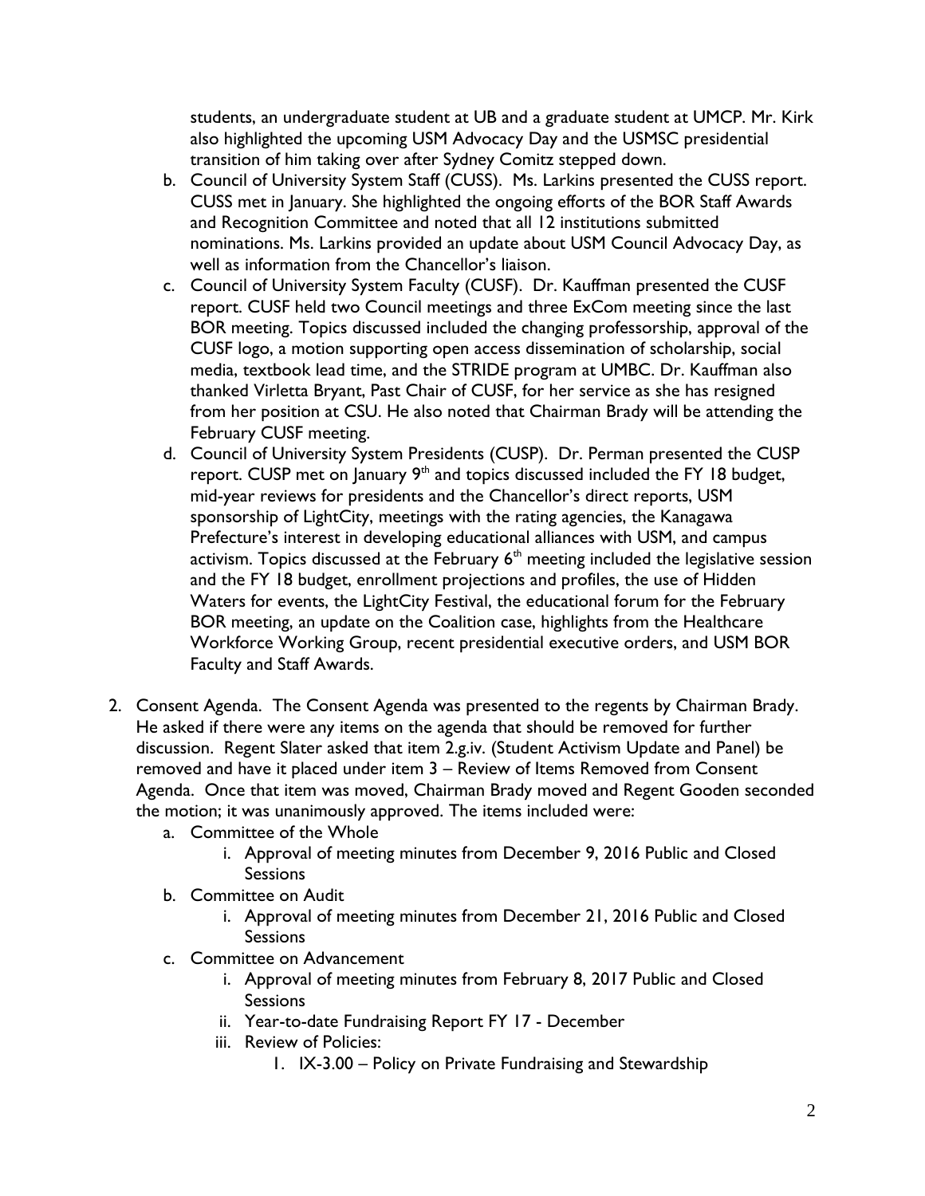students, an undergraduate student at UB and a graduate student at UMCP. Mr. Kirk also highlighted the upcoming USM Advocacy Day and the USMSC presidential transition of him taking over after Sydney Comitz stepped down.

   b. Council of University System Staff (CUSS). Ms. Larkins presented the CUSS report. CUSS met in January. She highlighted the ongoing efforts of the BOR Staff Awards and Recognition Committee and noted that all 12 institutions submitted nominations. Ms. Larkins provided an update about USM Council Advocacy Day, as well as information from the Chancellor's liaison.
   c. Council of University System Faculty (CUSF). Dr. Kauffman presented the CUSF report. CUSF held two Council meetings and three ExCom meeting since the last BOR meeting. Topics discussed included the changing professorship, approval of the CUSF logo, a motion supporting open access dissemination of scholarship, social media, textbook lead time, and the STRIDE program at UMBC. Dr. Kauffman also thanked Virletta Bryant, Past Chair of CUSF, for her service as she has resigned from her position at CSU. He also noted that Chairman Brady will be attending the February CUSF meeting.
   d. Council of University System Presidents (CUSP). Dr. Perman presented the CUSP report. CUSP met on January 9th and topics discussed included the FY 18 budget, mid-year reviews for presidents and the Chancellor's direct reports, USM sponsorship of LightCity, meetings with the rating agencies, the Kanagawa Prefecture's interest in developing educational alliances with USM, and campus activism. Topics discussed at the February 6th meeting included the legislative session and the FY 18 budget, enrollment projections and profiles, the use of Hidden Waters for events, the LightCity Festival, the educational forum for the February BOR meeting, an update on the Coalition case, highlights from the Healthcare Workforce Working Group, recent presidential executive orders, and USM BOR Faculty and Staff Awards.

2. Consent Agenda. The Consent Agenda was presented to the regents by Chairman Brady. He asked if there were any items on the agenda that should be removed for further discussion. Regent Slater asked that item 2.g.iv. (Student Activism Update and Panel) be removed and have it placed under item 3 – Review of Items Removed from Consent Agenda. Once that item was moved, Chairman Brady moved and Regent Gooden seconded the motion; it was unanimously approved. The items included were:
   a. Committee of the Whole
      i. Approval of meeting minutes from December 9, 2016 Public and Closed Sessions
   b. Committee on Audit
      i. Approval of meeting minutes from December 21, 2016 Public and Closed Sessions
   c. Committee on Advancement
      i. Approval of meeting minutes from February 8, 2017 Public and Closed Sessions
      ii. Year-to-date Fundraising Report FY 17 - December
      iii. Review of Policies:
         1. IX-3.00 – Policy on Private Fundraising and Stewardship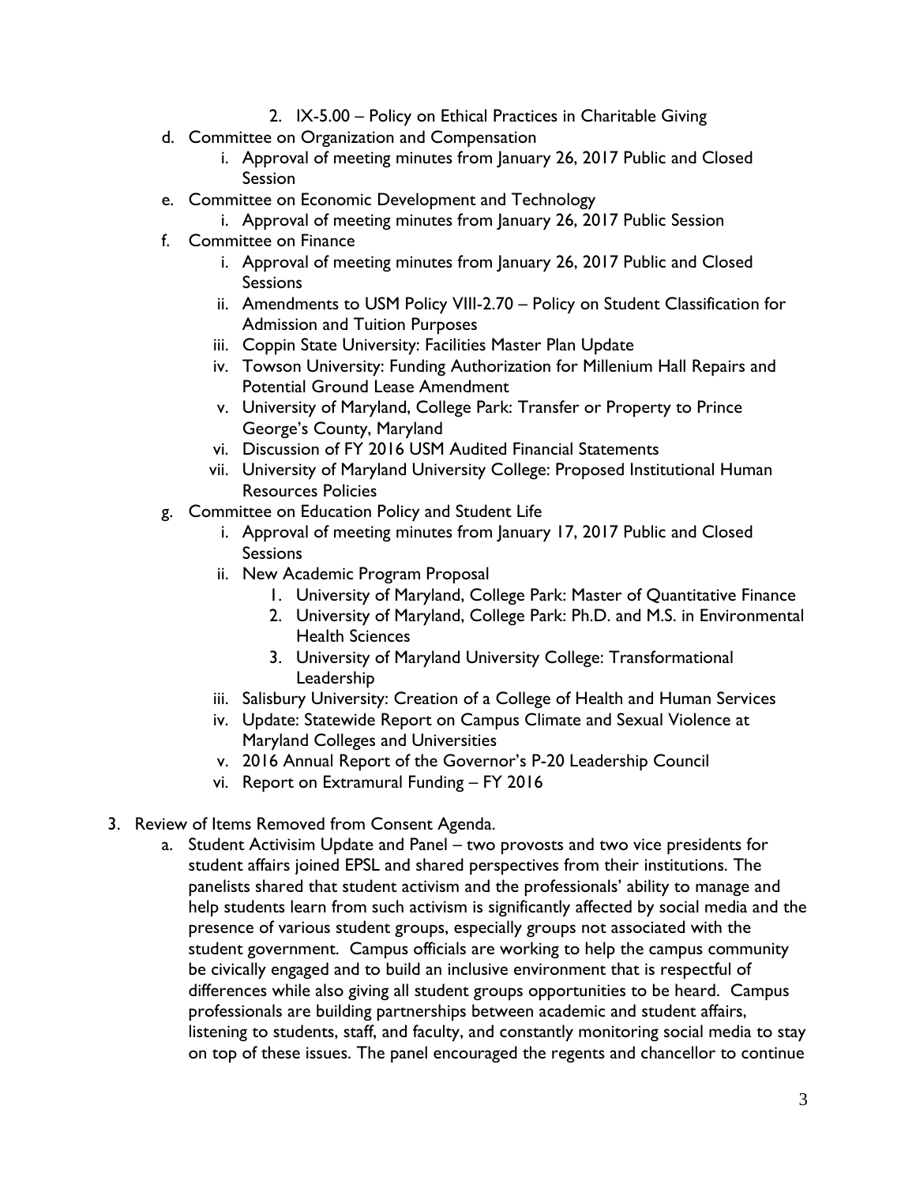2. IX-5.00 – Policy on Ethical Practices in Charitable Giving

   d. Committee on Organization and Compensation
      i. Approval of meeting minutes from January 26, 2017 Public and Closed Session

   e. Committee on Economic Development and Technology
      i. Approval of meeting minutes from January 26, 2017 Public Session

   f. Committee on Finance
      i. Approval of meeting minutes from January 26, 2017 Public and Closed Sessions
      ii. Amendments to USM Policy VIII-2.70 – Policy on Student Classification for Admission and Tuition Purposes
      iii. Coppin State University: Facilities Master Plan Update
      iv. Towson University: Funding Authorization for Millenium Hall Repairs and Potential Ground Lease Amendment
      v. University of Maryland, College Park: Transfer or Property to Prince George's County, Maryland
      vi. Discussion of FY 2016 USM Audited Financial Statements
      vii. University of Maryland University College: Proposed Institutional Human Resources Policies

   g. Committee on Education Policy and Student Life
      i. Approval of meeting minutes from January 17, 2017 Public and Closed Sessions
      ii. New Academic Program Proposal
         1. University of Maryland, College Park: Master of Quantitative Finance
         2. University of Maryland, College Park: Ph.D. and M.S. in Environmental Health Sciences
         3. University of Maryland University College: Transformational Leadership
      iii. Salisbury University: Creation of a College of Health and Human Services
      iv. Update: Statewide Report on Campus Climate and Sexual Violence at Maryland Colleges and Universities
      v. 2016 Annual Report of the Governor's P-20 Leadership Council
      vi. Report on Extramural Funding – FY 2016

3. Review of Items Removed from Consent Agenda.
   a. Student Activisim Update and Panel – two provosts and two vice presidents for student affairs joined EPSL and shared perspectives from their institutions. The panelists shared that student activism and the professionals' ability to manage and help students learn from such activism is significantly affected by social media and the presence of various student groups, especially groups not associated with the student government. Campus officials are working to help the campus community be civically engaged and to build an inclusive environment that is respectful of differences while also giving all student groups opportunities to be heard. Campus professionals are building partnerships between academic and student affairs, listening to students, staff, and faculty, and constantly monitoring social media to stay on top of these issues. The panel encouraged the regents and chancellor to continue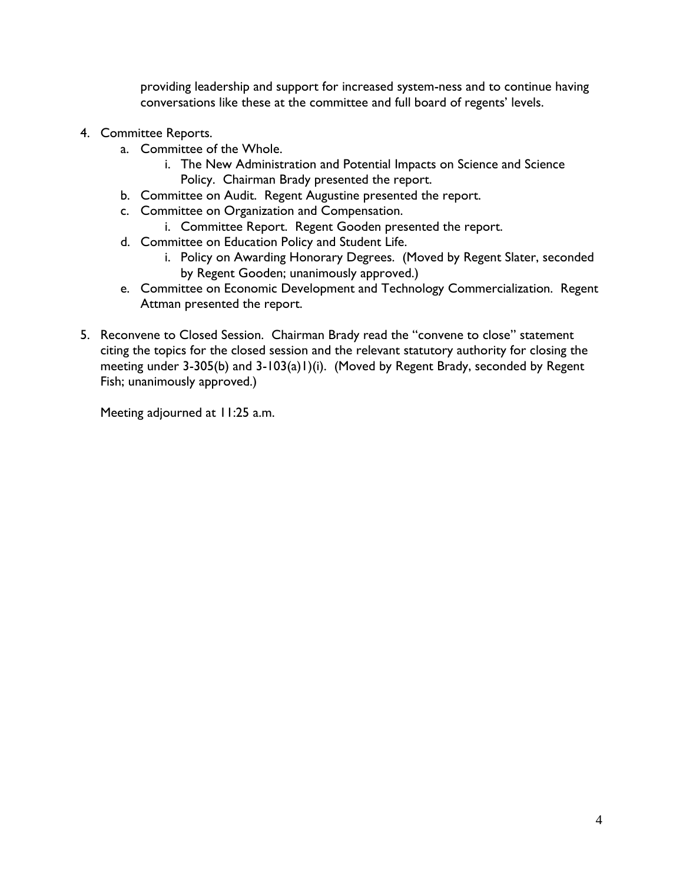providing leadership and support for increased system-ness and to continue having conversations like these at the committee and full board of regents' levels.

4. Committee Reports.
   a. Committee of the Whole.
      i. The New Administration and Potential Impacts on Science and Science Policy. Chairman Brady presented the report.
   b. Committee on Audit. Regent Augustine presented the report.
   c. Committee on Organization and Compensation.
      i. Committee Report. Regent Gooden presented the report.
   d. Committee on Education Policy and Student Life.
      i. Policy on Awarding Honorary Degrees. (Moved by Regent Slater, seconded by Regent Gooden; unanimously approved.)
   e. Committee on Economic Development and Technology Commercialization. Regent Attman presented the report.

5. Reconvene to Closed Session. Chairman Brady read the "convene to close" statement citing the topics for the closed session and the relevant statutory authority for closing the meeting under 3-305(b) and 3-103(a)1)(i). (Moved by Regent Brady, seconded by Regent Fish; unanimously approved.)

   Meeting adjourned at 11:25 a.m.